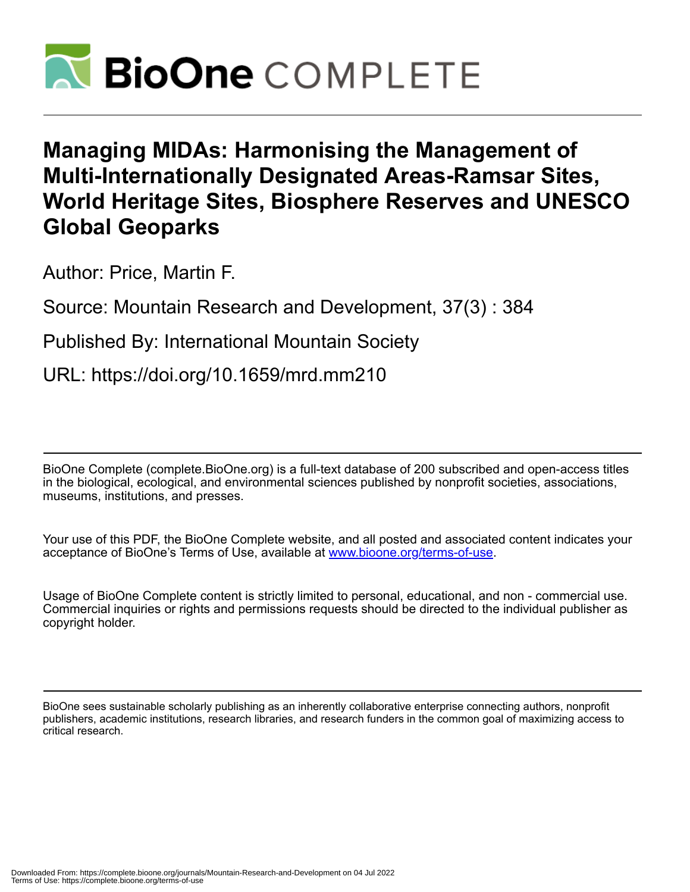# Managing MIDAs: Harmonising the Management of Multi-Internationally Designated Areas-Ramsar Sites, World Heritage Sites, Biosphere Reserves and UNESCO Global Geoparks

Author: Price, Martin F.

Source: Mountain Research and Development, 37(3) : 384

Published By: International Mountain Society

URL: https://doi.org/10.1659/mrd.mm210

BioOne Complete (complete.BioOne.org) is a full-text database of 200 subscribed and open-access titles in the biological, ecological, and environmental sciences published by nonprofit societies, associations, museums, institutions, and presses.

Your use of this PDF, the BioOne Complete website, and all posted and associated content indicates your acceptance of BioOne's Terms of Use, available at www.bioone.org/terms-of-use.

Usage of BioOne Complete content is strictly limited to personal, educational, and non - commercial use. Commercial inquiries or rights and permissions requests should be directed to the individual publisher as copyright holder.

BioOne sees sustainable scholarly publishing as an inherently collaborative enterprise connecting authors, nonprofit publishers, academic institutions, research libraries, and research funders in the common goal of maximizing access to critical research.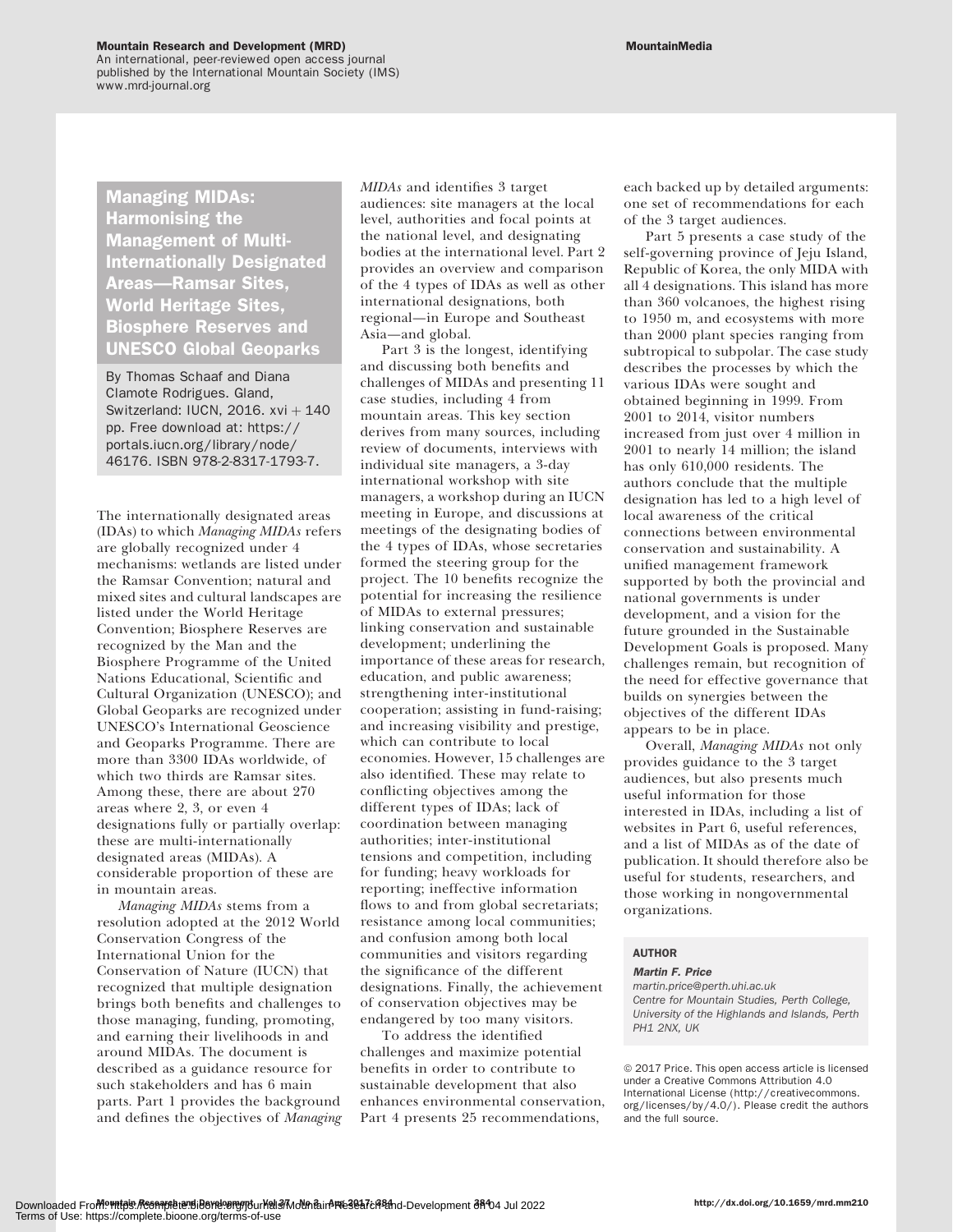# Managing MIDAs: Harmonising the Management of Multi-Internationally Designated Areas—Ramsar Sites, World Heritage Sites, Biosphere Reserves and UNESCO Global Geoparks

By Thomas Schaaf and Diana Clamote Rodrigues. Gland, Switzerland: IUCN, 2016. xvi + 140 pp. Free download at: https://portals.iucn.org/library/node/46176. ISBN 978-2-8317-1793-7.

The internationally designated areas (IDAs) to which *Managing MIDAs* refers are globally recognized under 4 mechanisms: wetlands are listed under the Ramsar Convention; natural and mixed sites and cultural landscapes are listed under the World Heritage Convention; Biosphere Reserves are recognized by the Man and the Biosphere Programme of the United Nations Educational, Scientific and Cultural Organization (UNESCO); and Global Geoparks are recognized under UNESCO's International Geoscience and Geoparks Programme. There are more than 3300 IDAs worldwide, of which two thirds are Ramsar sites. Among these, there are about 270 areas where 2, 3, or even 4 designations fully or partially overlap: these are multi-internationally designated areas (MIDAs). A considerable proportion of these are in mountain areas.

*Managing MIDAs* stems from a resolution adopted at the 2012 World Conservation Congress of the International Union for the Conservation of Nature (IUCN) that recognized that multiple designation brings both benefits and challenges to those managing, funding, promoting, and earning their livelihoods in and around MIDAs. The document is described as a guidance resource for such stakeholders and has 6 main parts. Part 1 provides the background and defines the objectives of *Managing MIDAs* and identifies 3 target audiences: site managers at the local level, authorities and focal points at the national level, and designating bodies at the international level. Part 2 provides an overview and comparison of the 4 types of IDAs as well as other international designations, both regional—in Europe and Southeast Asia—and global.

Part 3 is the longest, identifying and discussing both benefits and challenges of MIDAs and presenting 11 case studies, including 4 from mountain areas. This key section derives from many sources, including review of documents, interviews with individual site managers, a 3-day international workshop with site managers, a workshop during an IUCN meeting in Europe, and discussions at meetings of the designating bodies of the 4 types of IDAs, whose secretaries formed the steering group for the project. The 10 benefits recognize the potential for increasing the resilience of MIDAs to external pressures; linking conservation and sustainable development; underlining the importance of these areas for research, education, and public awareness; strengthening inter-institutional cooperation; assisting in fund-raising; and increasing visibility and prestige, which can contribute to local economies. However, 15 challenges are also identified. These may relate to conflicting objectives among the different types of IDAs; lack of coordination between managing authorities; inter-institutional tensions and competition, including for funding; heavy workloads for reporting; ineffective information flows to and from global secretariats; resistance among local communities; and confusion among both local communities and visitors regarding the significance of the different designations. Finally, the achievement of conservation objectives may be endangered by too many visitors.

To address the identified challenges and maximize potential benefits in order to contribute to sustainable development that also enhances environmental conservation, Part 4 presents 25 recommendations, each backed up by detailed arguments: one set of recommendations for each of the 3 target audiences.

Part 5 presents a case study of the self-governing province of Jeju Island, Republic of Korea, the only MIDA with all 4 designations. This island has more than 360 volcanoes, the highest rising to 1950 m, and ecosystems with more than 2000 plant species ranging from subtropical to subpolar. The case study describes the processes by which the various IDAs were sought and obtained beginning in 1999. From 2001 to 2014, visitor numbers increased from just over 4 million in 2001 to nearly 14 million; the island has only 610,000 residents. The authors conclude that the multiple designation has led to a high level of local awareness of the critical connections between environmental conservation and sustainability. A unified management framework supported by both the provincial and national governments is under development, and a vision for the future grounded in the Sustainable Development Goals is proposed. Many challenges remain, but recognition of the need for effective governance that builds on synergies between the objectives of the different IDAs appears to be in place.

Overall, *Managing MIDAs* not only provides guidance to the 3 target audiences, but also presents much useful information for those interested in IDAs, including a list of websites in Part 6, useful references, and a list of MIDAs as of the date of publication. It should therefore also be useful for students, researchers, and those working in nongovernmental organizations.

## AUTHOR

***Martin F. Price***
*martin.price@perth.uhi.ac.uk*
*Centre for Mountain Studies, Perth College, University of the Highlands and Islands, Perth PH1 2NX, UK*

© 2017 Price. This open access article is licensed under a Creative Commons Attribution 4.0 International License (http://creativecommons.org/licenses/by/4.0/). Please credit the authors and the full source.